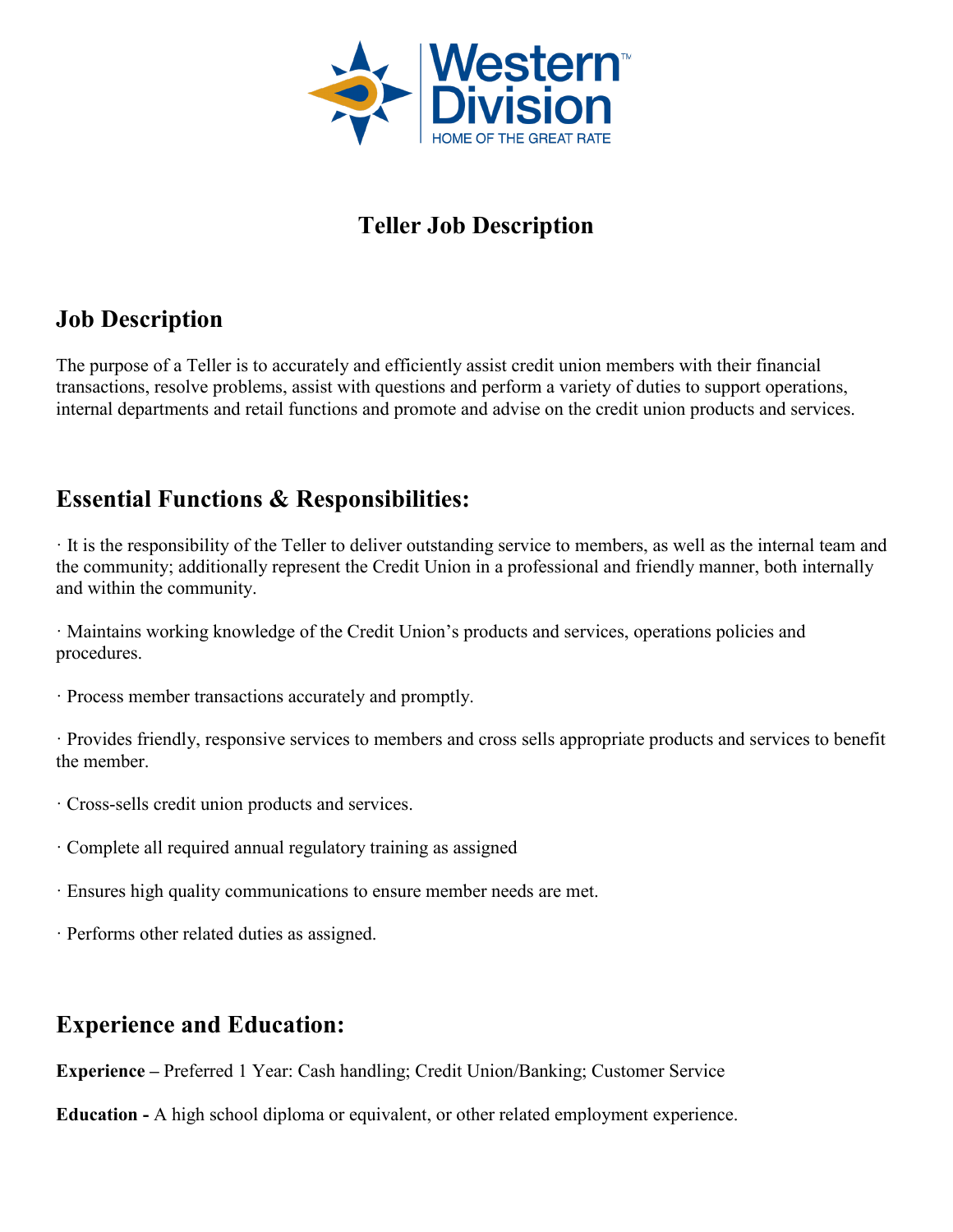Western Division

HOME OF THE GREAT RATE

# Teller Job Description

## Job Description

The purpose of a Teller is to accurately and efficiently assist credit union members with their financial transactions, resolve problems, assist with questions and perform a variety of duties to support operations, internal departments and retail functions and promote and advise on the credit union products and services.

## Essential Functions & Responsibilities:

· It is the responsibility of the Teller to deliver outstanding service to members, as well as the internal team and the community; additionally represent the Credit Union in a professional and friendly manner, both internally and within the community.

· Maintains working knowledge of the Credit Union's products and services, operations policies and procedures.

· Process member transactions accurately and promptly.

· Provides friendly, responsive services to members and cross sells appropriate products and services to benefit the member.

· Cross-sells credit union products and services.

· Complete all required annual regulatory training as assigned

· Ensures high quality communications to ensure member needs are met.

· Performs other related duties as assigned.

## Experience and Education:

**Experience –** Preferred 1 Year: Cash handling; Credit Union/Banking; Customer Service

**Education -** A high school diploma or equivalent, or other related employment experience.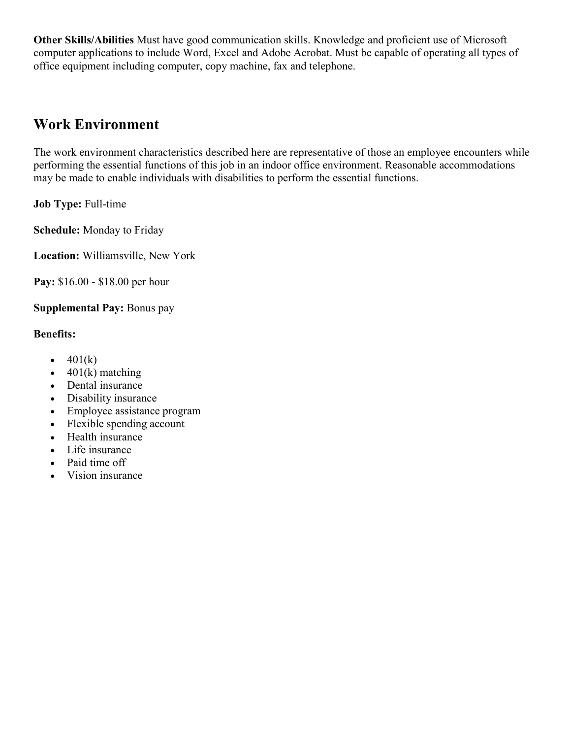**Other Skills/Abilities** Must have good communication skills. Knowledge and proficient use of Microsoft computer applications to include Word, Excel and Adobe Acrobat. Must be capable of operating all types of office equipment including computer, copy machine, fax and telephone.

## Work Environment

The work environment characteristics described here are representative of those an employee encounters while performing the essential functions of this job in an indoor office environment. Reasonable accommodations may be made to enable individuals with disabilities to perform the essential functions.

**Job Type:** Full-time

**Schedule:** Monday to Friday

**Location:** Williamsville, New York

**Pay:** $16.00 - $18.00 per hour

**Supplemental Pay:** Bonus pay

**Benefits:**

- 401(k)
- 401(k) matching
- Dental insurance
- Disability insurance
- Employee assistance program
- Flexible spending account
- Health insurance
- Life insurance
- Paid time off
- Vision insurance